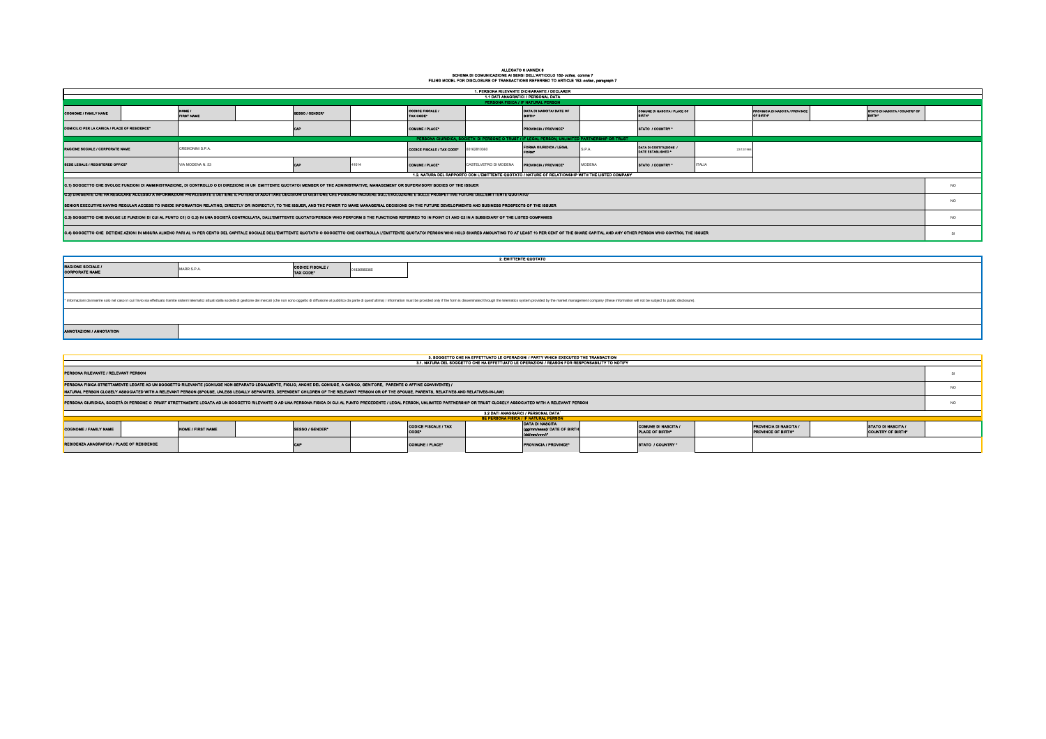**ALLEGATO 6 /ANNEX 6**
**SCHEMA DI COMUNICAZIONE AI SENSI DELL'ARTICOLO 152-*octies*, comma 7**
**FILING MODEL FOR DISCLOSURE OF TRANSACTIONS REFERRED TO ARTICLE 152-*octies*, paragraph 7**

## 1. PERSONA RILEVANTE DICHIARANTE / DECLARER

### 1.1 DATI ANAGRAFICI / PERSONAL DATA

**PERSONA FISICA / IF NATURAL PERSON**

| COGNOME / FAMILY NAME | | NOME / FIRST NAME | | SESSO / GENDER* | | CODICE FISCALE / TAX CODE* | | DATA DI NASCITA/ DATE OF BIRTH* | | COMUNE DI NASCITA / PLACE OF BIRTH* | | PROVINCIA DI NASCITA / PROVINCE OF BIRTH* | | STATO DI NASCITA / COUNTRY OF BIRTH* | |
|---|---|---|---|---|---|---|---|---|---|---|---|---|---|---|---|
| DOMICILIO PER LA CARICA / PLACE OF RESIDENCE* | | | | CAP | | COMUNE / PLACE* | | PROVINCIA / PROVINCE* | | STATO / COUNTRY * | | | | | |

**PERSONA GIURIDICA, SOCIETA' DI PERSONE O TRUST / IF LEGAL PERSON, UNLIMITED PARTNERSHIP OR TRUST**

| RAGIONE SOCIALE / CORPORATE NAME | CREMONINI S.P.A. | | | CODICE FISCALE / TAX CODE* | 00162810360 | FORMA GIURIDICA / LEGAL FORM* | S.P.A. | DATA DI COSTITUZIONE / DATE ESTABLISHED * | 22/12/1986 |
|---|---|---|---|---|---|---|---|---|---|
| SEDE LEGALE / REGISTERED OFFICE* | VIA MODENA N. 53 | CAP | 41014 | COMUNE / PLACE* | CASTELVETRO DI MODENA | PROVINCIA / PROVINCE* | MODENA | STATO / COUNTRY * | ITALIA |

### 1.2. NATURA DEL RAPPORTO CON L'EMITTENTE QUOTATO / NATURE OF RELATIONSHIP WITH THE LISTED COMPANY

| | |
|---|---|
| C.1) SOGGETTO CHE SVOLGE FUNZIONI DI AMMINISTRAZIONE, DI CONTROLLO O DI DIREZIONE IN UN EMITTENTE QUOTATO/ MEMBER OF THE ADMINISTRATIVE, MANAGEMENT OR SUPERVISORY BODIES OF THE ISSUER | NO |
| C.2) DIRIGENTE CHE HA REGOLARE ACCESSO A INFORMAZIONI PRIVILEGIATE E DETIENE IL POTERE DI ADOTTARE DECISIONI DI GESTIONE CHE POSSONO INCIDERE SULL'EVOLUZIONE E SULLE PROSPETTIVE FUTURE DELL'EMITTENTE QUOTATO/ SENIOR EXECUTIVE HAVING REGULAR ACCESS TO INSIDE INFORMATION RELATING, DIRECTLY OR INDIRECTLY, TO THE ISSUER, AND THE POWER TO MAKE MANAGERIAL DECISIONS ON THE FUTURE DEVELOPMENTS AND BUSINESS PROSPECTS OF THE ISSUER | NO |
| C.3) SOGGETTO CHE SVOLGE LE FUNZIONI DI CUI AL PUNTO C1) O C.2) IN UNA SOCIETÀ CONTROLLATA, DALL'EMITTENTE QUOTATO/PERSON WHO PERFORM S THE FUNCTIONS REFERRED TO IN POINT C1 AND C2 IN A SUBSIDIARY OF THE LISTED COMPANIES | NO |
| C.4) SOGGETTO CHE DETIENE AZIONI IN MISURA ALMENO PARI AL 10 PER CENTO DEL CAPITALE SOCIALE DELL'EMITTENTE QUOTATO O SOGGETTO CHE CONTROLLA L'EMITTENTE QUOTATO/ PERSON WHO HOLD SHARES AMOUNTING TO AT LEAST 10 PER CENT OF THE SHARE CAPITAL AND ANY OTHER PERSON WHO CONTROL THE ISSUER | SI |

## 2. EMITTENTE QUOTATO

| RAGIONE SOCIALE / CORPORATE NAME | MARR S.P.A. | CODICE FISCALE / TAX CODE* | 01836980365 |
|---|---|---|---|

* informazioni da inserire solo nel caso in cui l'invio sia effettuato tramite sistemi telematici attuati dalla società di gestione dei mercati (che non sono oggetto di diffusione al pubblico da parte di quest'ultima) / information must be provided only if the form is disseminated through the telematics system provided by the market management company (these information will not be subject to public disclosure).

| ANNOTAZIONI / ANNOTATION | |
|---|---|

## 3. SOGGETTO CHE HA EFFETTUATO LE OPERAZIONI / PARTY WHICH EXECUTED THE TRANSACTION

### 3.1. NATURA DEL SOGGETTO CHE HA EFFETTUATO LE OPERAZIONI / REASON FOR RESPONSABILITY TO NOTIFY

| | |
|---|---|
| PERSONA RILEVANTE / RELEVANT PERSON | SI |
| PERSONA FISICA STRETTAMENTE LEGATE AD UN SOGGETTO RILEVANTE (CONIUGE NON SEPARATO LEGALMENTE, FIGLIO, ANCHE DEL CONIUGE, A CARICO, GENITORE, PARENTE O AFFINE CONVIVENTE) / NATURAL PERSON CLOSELY ASSOCIATED WITH A RELEVANT PERSON (SPOUSE, UNLESS LEGALLY SEPARATED, DEPENDENT CHILDREN OF THE RELEVANT PERSON OR OF THE SPOUSE, PARENTS, RELATIVES AND RELATIVES-IN-LAW) | NO |
| PERSONA GIURIDICA, SOCIETÀ DI PERSONE O *TRUST* STRETTAMENTE LEGATA AD UN SOGGETTO RILEVANTE O AD UNA PERSONA FISICA DI CUI AL PUNTO PRECEDENTE / LEGAL PERSON, UNLIMITED PARTNERSHIP OR TRUST CLOSELY ASSOCIATED WITH A RELEVANT PERSON | NO |

### 3.2 DATI ANAGRAFICI / PERSONAL DATA

**SE PERSONA FISICA / IF NATURAL PERSON**

| COGNOME / FAMILY NAME | | NOME / FIRST NAME | | SESSO / GENDER* | | CODICE FISCALE / TAX CODE* | | DATA DI NASCITA (gg/mm/aaaa)/ DATE OF BIRTH (dd/mm/yyyy)* | | COMUNE DI NASCITA / PLACE OF BIRTH* | | PROVINCIA DI NASCITA / PROVINCE OF BIRTH* | | STATO DI NASCITA / COUNTRY OF BIRTH* | |
|---|---|---|---|---|---|---|---|---|---|---|---|---|---|---|---|
| RESIDENZA ANAGRAFICA / PLACE OF RESIDENCE | | | | CAP | | COMUNE / PLACE* | | PROVINCIA / PROVINCE* | | STATO / COUNTRY * | | | | | |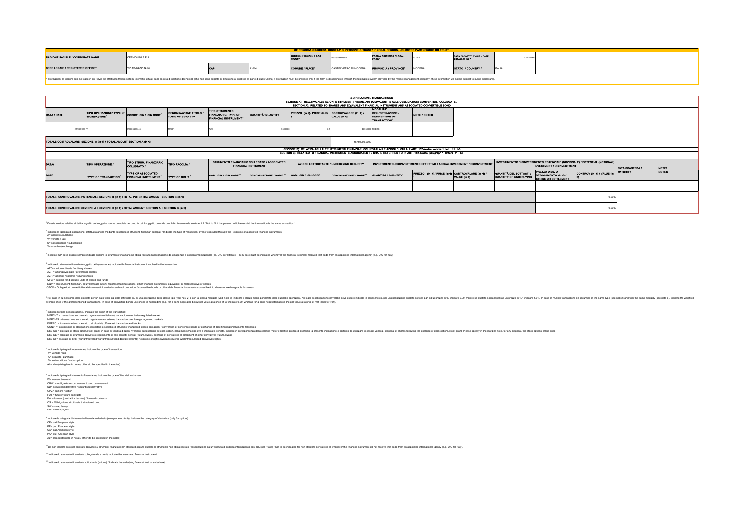| SE PERSONA GIURIDICA, SOCIETA' DI PERSONE O TRUST / IF LEGAL PERSON, UNLIMITED PARTNERSHIP OR TRUST | | | | | | | | | |
|---|---|---|---|---|---|---|---|---|---|
| RAGIONE SOCIALE / CORPORATE NAME | CREMONINI S.P.A. | | | CODICE FISCALE / TAX CODE* | 00162810360 | FORMA GIURIDICA / LEGAL FORM* | S.P.A. | DATA DI COSTITUZIONE / DATE ESTABLISHED * | 22/12/1966 |
| SEDE LEGALE / REGISTERED OFFICE* | VIA MODENA N. 53 | CAP | 41014 | COMUNE / PLACE* | CASTELVETRO DI MODENA | PROVINCIA / PROVINCE* | MODENA | STATO / COUNTRY * | ITALIA |

* informazioni da inserire solo nel caso in cui l'invio sia effettuato tramite sistemi telematici attuati dalla società di gestione dei mercati (che non sono oggetto di diffusione al pubblico da parte di quest'ultima) / information must be provided only if the form is disseminated through the telematics system provided by the market management company (these information will not be subject to public disclosure).

## 4 OPERAZIONI / TRANSACTIONS

### SEZIONE A): RELATIVA ALLE AZIONI E STRUMENTI FINANZIARI EQUIVALENTI E ALLE OBBLIGAZIONI CONVERTIBILI COLLEGATE / SECTION A): RELATED TO SHARES AND EQUIVALENT FINANCIAL INSTRUMENT AND ASSOCIATED CONVERTIBLE BOND

| DATA / DATE | TIPO OPERAZIONE/ TYPE OF TRANSACTION[2] | CODICE ISIN / ISIN CODE[3] | DENOMINAZIONE TITOLO / NAME OF SECURITY | TIPO STRUMENTO FINANZIARIO/ TYPE OF FINANCIAL INSTRUMENT[4] | QUANTITÀ/ QUANTITY | PREZZO (in €) / PRICE (in €) [5] | CONTROVALORE (in €) / VALUE (in €) | MODALITÀ DELL'OPERAZIONE / DESCRIPTION OF TRANSACTION[6] | NOTE / NOTES |
|---|---|---|---|---|---|---|---|---|---|
| 21/03/2013 | V | IT0003826845 | MARR | AZO | 5400000 | 8,9 | 48060000 | FMERC | |
| TOTALE CONTROVALORE SEZIONE A (in €) / TOTAL AMOUNT SECTION A (in €) | | | | | | | 46750000,0000 | | |

### SEZIONE B): RELATIVA AGLI ALTRI STRUMENTI FINANZIARI COLLEGATI ALLE AZIONI DI CUI ALL'ART. 152-sexies, comma 1, lett. b1 , b3 / SECTION B): RELATED TO FINANCIAL INSTRUMENTS ASSOCIATED TO SHARE REFERRED TO IN ART. 152-sexies, paragraph 1, letters b1 , b3

| DATA/ DATE | TIPO OPERAZIONE / TYPE OF TRANSACTION[7] | TIPO STRUM. FINANZIARIO COLLEGATO / TYPE OF ASSOCIATED FINANCIAL INSTRUMENT[8] | TIPO FACOLTÀ / TYPE OF RIGHT[9] | STRUMENTO FINANZIARIO COLLEGATO / ASSOCIATED FINANCIAL INSTRUMENT: COD. ISIN / ISIN CODE[10] | DENOMINAZIONE / NAME[11] | AZIONE SOTTOSTANTE / UNDERLYING SECURITY: COD. ISIN / ISIN CODE | DENOMINAZIONE / NAME[12] | INVESTIMENTO /DISINVESTIMENTO EFFETTIVO / ACTUAL INVESTMENT / DISINVESTMENT: QUANTITÀ / QUANTITY | PREZZO (in €) / PRICE (in €) [5] | CONTROVALORE (in €) / VALUE (in €) | INVESTIMENTO/ DISINVESTIMENTO POTENZIALE (NOZIONALE) / POTENTIAL (NOTIONAL) INVESTMENT / DISINVESTMENT: QUANTITÀ DEL SOTTOST. / QUANTITY OF UNDERLYING | PREZZO D'ES. O REGOLAMENTO (in €) / STRIKE OR SETTLEMENT | CONTROV (in €) / VALUE (in €) | DATA SCADENZA / MATURITY | NOTE/ NOTES |
|---|---|---|---|---|---|---|---|---|---|---|---|---|---|---|---|
| | | | | | | | | | | | | | | | |
| TOTALE CONTROVALORE POTENZIALE SEZIONE B (in €) / TOTAL POTENTIAL AMOUNT SECTION B (in €) | | | | | | | | | | | | | 0,0000 | | |
| TOTALE CONTROVALORE SEZIONE A + SEZIONE B (in €) / TOTAL AMOUNT SECTION A + SECTION B (in €) | | | | | | | | | | | | | 0,0000 | | |

[1] Questa sezione relativa ai dati anagrafici del soggetto non va compilata nel caso in cui il soggetto coincida con il dichiarante della sezione 1.1 / Not to fill if the person which executed the transaction is the same as section 1.1

[2] Indicare la tipologia di operazione, effettuata anche mediante l'esercizio di strumenti finanziari collegati / Indicate the type of transaction, even if executed through the exercise of associated financial instruments
A= acquisto / purchase
V= vendita / sale
S= sottoscrizione / subscription
X= scambio / exchange

[3] Il codice ISIN deve essere sempre indicato qualora lo strumento finanziario ne abbia ricevuto l'assegnazione da un'agenzia di codifica internazionale (es. UIC per l'Italia) / ISIN code must be indicated whenever the financial istrument received that code from an appointed international agency (e.g. UIC for Italy)

[4] Indicare lo strumento finanziario oggetto dell'operazione / Indicate the financial instrument involved in the transaction:
AZO = azioni ordinarie / ordinary shares
AZP = azioni privilegiate / preference shares
AZR = azioni di risparmio / saving shares
QFC = quote di fondi chiusi / units of closed-end funds
EGV = altri strumenti finanziari, equivalenti alle azioni, rappresentanti tali azioni / other financial instruments, equivalent, or representative of shares
OBCV = Obbligazioni convertibili o altri strumenti finanziari scambiabili con azioni / convertible bonds or other debt financial instruments convertible into shares or exchangeable for shares

[5] Nel caso in cui nel corso della giornata per un dato titolo sia stata effettuata più di una operazione dello stesso tipo (vedi nota 2) e con la stessa modalità (vedi nota 6) indicare il prezzo medio ponderato delle suddette operazioni. Nel caso di obbligazioni convertibili deve essere indicato in centesimi (es. per un'obbligazione quotata sotto la pari ad un prezzo di 99 indicare 0,99, mentre se quotata sopra la pari ad un prezzo di 101 indicare 1,01 / In case of multiple transactions on securities of the same type (see note 2) and with the same modality (see note 6), indicate the weighted average price of the aforementioned transactions. In case of convertible bonds use prices in hundredths (e.g. for a bond negotiated below par value at a price of 99 indicate 0,99, whereas for a bond negotiated above the par value at a price of 101 indicate 1,01).

[6] Indicare l'origine dell'operazione / Indicate the origin of the transaction:
MERC-IT = transazione sul mercato regolamentato italiano / transaction over Italian regulated market
MERC-ES = transazione sul mercato regolamentato estero / transaction over foreign regulated markets
FMERC = transazione fuori mercato o ai blocchi / off-market transaction and blocks
CONV = conversione di obbligazioni convertibili o scambio di strumenti finanziari di debito con azioni / conversion of convertible bonds or exchange of debt financial instruments for shares
ESE-SO = esercizio di stock option/stock grant; in caso di vendita di azioni rivenienti dall'esercizio di stock option, nella medesima riga ove è indicata la vendita, indicare in corrispondenza della colonna "note" il relativo prezzo di esercizio: la presente indicazione è pertanto da utilizzare in caso di vendita / disposal of shares following the exercise of stock options/stock grant. Please specify in the marginal note, for any disposal, the stock options' strike price
ESE-DE = esercizio di strumento derivato o regolamento di altri contratti derivati (future,swap) / exercise of derivatives or settlement of other derivatives (future,swap)
ESE-DI = esercizio di diritti (warrant/covered warrant/securitised derivatives/diritti) / exercise of rights (warrant/covered warrant/securitised derivatives/rights)

[7] Indicare la tipologia di operazione / Indicate the type of transaction:
V= vendita / sale
A= acquisto / purchase
S= sottoscrizione / subscription
AL= altro (dettagliare in note) / other (to be specified in the notes)

[8] Indicare la tipologia di strumento finanziario / Indicate the type of financial instrument:
W= warrant / warrant
OBW = obbligazione cum warrant / bond cum warrant
SD= securitised derivative / securitised derivative
OPZ= opzione / option
FUT = future / future contracts
FW = forward (contratti a termine) / forward contracts
OS = Obbligazione strutturata / structured bond
SW = swap / swap
DIR = diritti / rights

[9] Indicare la categoria di strumento finanziario derivato (solo per le opzioni) / Indicate the category of derivative (only for options):
CE= call European style
PE= put European style
CA= call American style
PA= put American style
AL= altro (dettagliare in note) / other (to be specified in the notes)

[10] Da non indicare solo per contratti derivati (su strumenti finanziari) non standard oppure qualora lo strumento non abbia ricevuto l'assegnazione da un'agenzia di codifica internazionale (es. UIC per l'Italia) / Not to be indicated for non-standard derivatives or whenever the financial instrument did not receive that code from an appointed international agency (e.g. UIC for Italy).

[11] Indicare lo strumento finanziario collegato alle azioni / Indicate the associated financial instrument

[12] Indicare lo strumento finanziario sottostante (azione) / Indicate the underlying financial instrument (share)